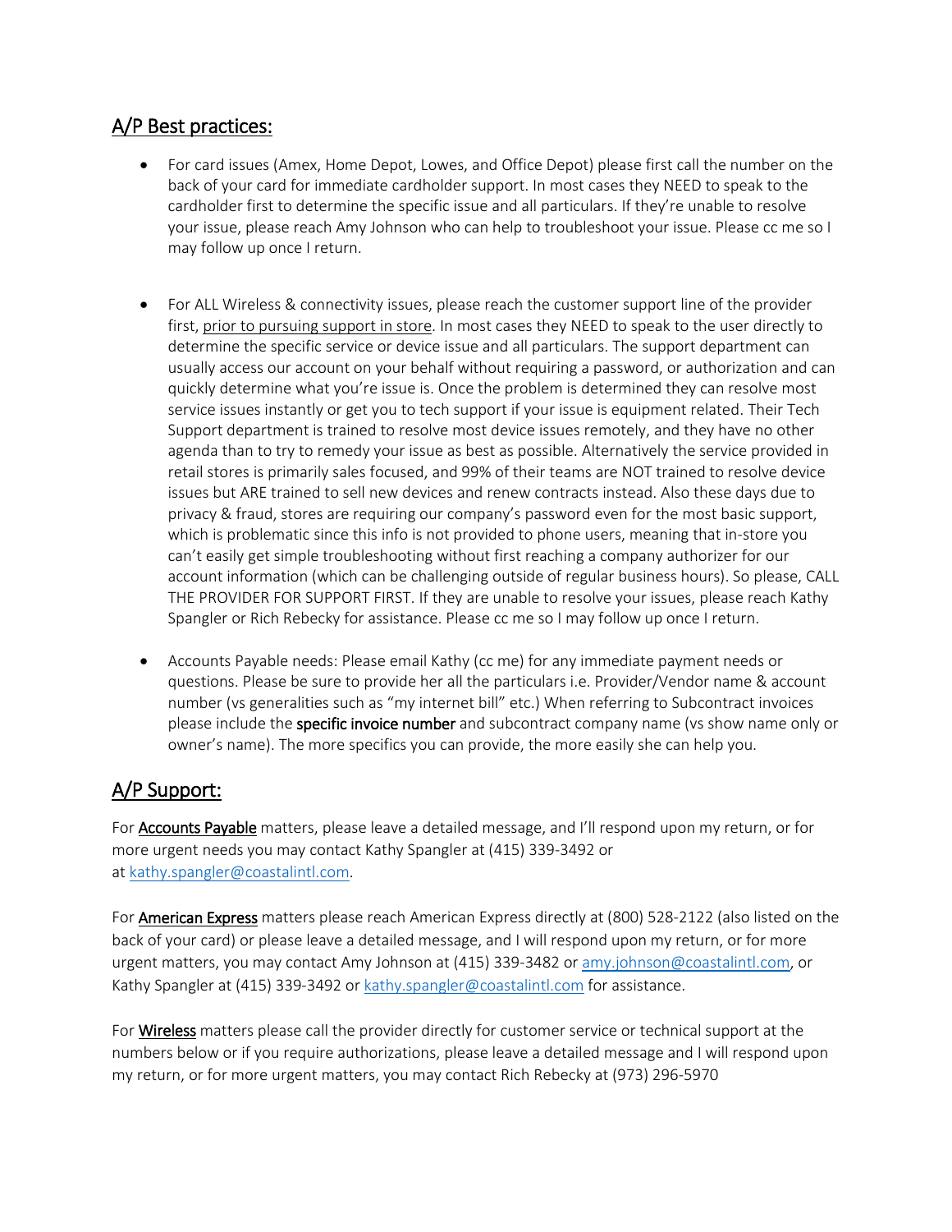## A/P Best practices:

- For card issues (Amex, Home Depot, Lowes, and Office Depot) please first call the number on the back of your card for immediate cardholder support. In most cases they NEED to speak to the cardholder first to determine the specific issue and all particulars. If they're unable to resolve your issue, please reach Amy Johnson who can help to troubleshoot your issue. Please cc me so I may follow up once I return.

- For ALL Wireless & connectivity issues, please reach the customer support line of the provider first, prior to pursuing support in store. In most cases they NEED to speak to the user directly to determine the specific service or device issue and all particulars. The support department can usually access our account on your behalf without requiring a password, or authorization and can quickly determine what you're issue is. Once the problem is determined they can resolve most service issues instantly or get you to tech support if your issue is equipment related. Their Tech Support department is trained to resolve most device issues remotely, and they have no other agenda than to try to remedy your issue as best as possible. Alternatively the service provided in retail stores is primarily sales focused, and 99% of their teams are NOT trained to resolve device issues but ARE trained to sell new devices and renew contracts instead. Also these days due to privacy & fraud, stores are requiring our company's password even for the most basic support, which is problematic since this info is not provided to phone users, meaning that in-store you can't easily get simple troubleshooting without first reaching a company authorizer for our account information (which can be challenging outside of regular business hours). So please, CALL THE PROVIDER FOR SUPPORT FIRST. If they are unable to resolve your issues, please reach Kathy Spangler or Rich Rebecky for assistance. Please cc me so I may follow up once I return.

- Accounts Payable needs: Please email Kathy (cc me) for any immediate payment needs or questions. Please be sure to provide her all the particulars i.e. Provider/Vendor name & account number (vs generalities such as "my internet bill" etc.) When referring to Subcontract invoices please include the **specific invoice number** and subcontract company name (vs show name only or owner's name). The more specifics you can provide, the more easily she can help you.

## A/P Support:

For **Accounts Payable** matters, please leave a detailed message, and I'll respond upon my return, or for more urgent needs you may contact Kathy Spangler at (415) 339-3492 or at kathy.spangler@coastalintl.com.

For **American Express** matters please reach American Express directly at (800) 528-2122 (also listed on the back of your card) or please leave a detailed message, and I will respond upon my return, or for more urgent matters, you may contact Amy Johnson at (415) 339-3482 or amy.johnson@coastalintl.com, or Kathy Spangler at (415) 339-3492 or kathy.spangler@coastalintl.com for assistance.

For **Wireless** matters please call the provider directly for customer service or technical support at the numbers below or if you require authorizations, please leave a detailed message and I will respond upon my return, or for more urgent matters, you may contact Rich Rebecky at (973) 296-5970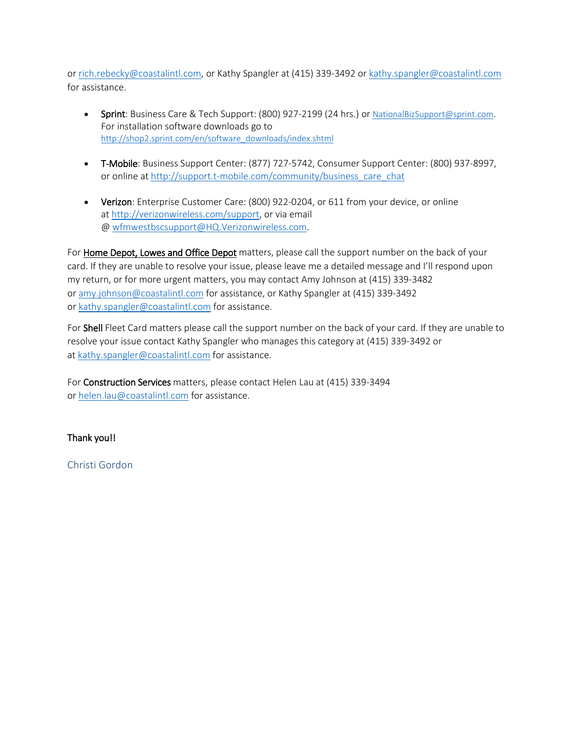or rich.rebecky@coastalintl.com, or Kathy Spangler at (415) 339-3492 or kathy.spangler@coastalintl.com for assistance.

- Sprint: Business Care & Tech Support: (800) 927-2199 (24 hrs.) or NationalBizSupport@sprint.com. For installation software downloads go to http://shop2.sprint.com/en/software_downloads/index.shtml

- T-Mobile: Business Support Center: (877) 727-5742, Consumer Support Center: (800) 937-8997, or online at http://support.t-mobile.com/community/business_care_chat

- Verizon: Enterprise Customer Care: (800) 922-0204, or 611 from your device, or online at http://verizonwireless.com/support, or via email @ wfmwestbscsupport@HQ.Verizonwireless.com.

For Home Depot, Lowes and Office Depot matters, please call the support number on the back of your card. If they are unable to resolve your issue, please leave me a detailed message and I'll respond upon my return, or for more urgent matters, you may contact Amy Johnson at (415) 339-3482 or amy.johnson@coastalintl.com for assistance, or Kathy Spangler at (415) 339-3492 or kathy.spangler@coastalintl.com for assistance.

For Shell Fleet Card matters please call the support number on the back of your card. If they are unable to resolve your issue contact Kathy Spangler who manages this category at (415) 339-3492 or at kathy.spangler@coastalintl.com for assistance.

For Construction Services matters, please contact Helen Lau at (415) 339-3494 or helen.lau@coastalintl.com for assistance.

Thank you!!

Christi Gordon